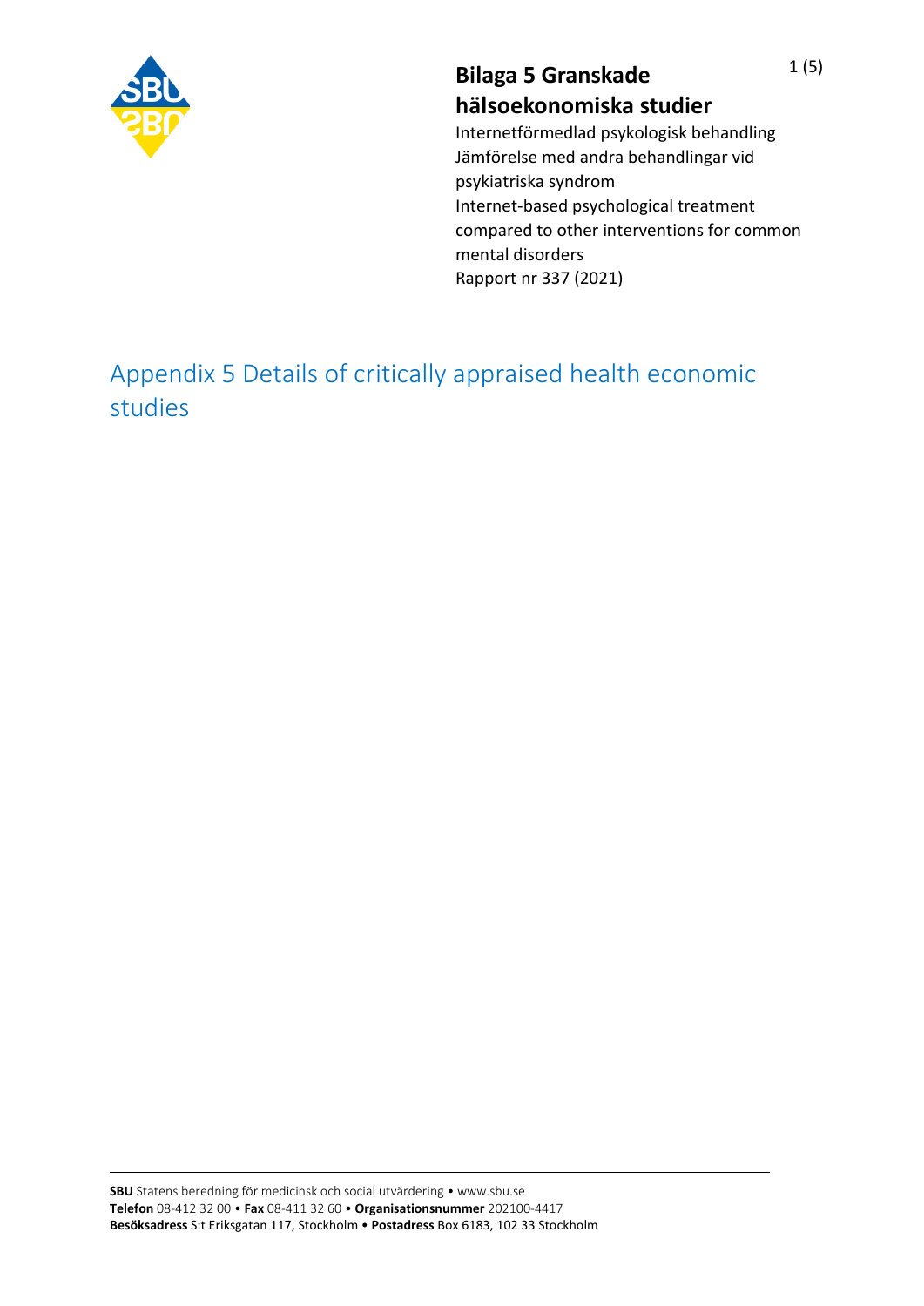**Bilaga 5 Granskade hälsoekonomiska studier**

Internetförmedlad psykologisk behandling
Jämförelse med andra behandlingar vid psykiatriska syndrom
Internet-based psychological treatment compared to other interventions for common mental disorders
Rapport nr 337 (2021)

# Appendix 5 Details of critically appraised health economic studies

**SBU** Statens beredning för medicinsk och social utvärdering • www.sbu.se
**Telefon** 08-412 32 00 • **Fax** 08-411 32 60 • **Organisationsnummer** 202100-4417
**Besöksadress** S:t Eriksgatan 117, Stockholm • **Postadress** Box 6183, 102 33 Stockholm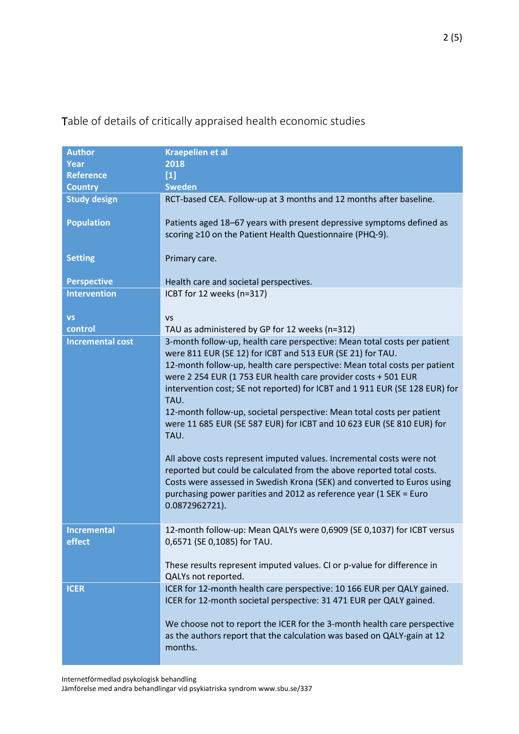Table of details of critically appraised health economic studies

| **Author**<br>**Year**<br>**Reference**<br>**Country** | **Kraepelien et al**<br>**2018**<br>**[1]**<br>**Sweden** |
|---|---|
| **Study design**<br><br>**Population**<br><br>**Setting**<br><br>**Perspective** | RCT-based CEA. Follow-up at 3 months and 12 months after baseline.<br><br>Patients aged 18–67 years with present depressive symptoms defined as scoring ≥10 on the Patient Health Questionnaire (PHQ-9).<br><br>Primary care.<br><br>Health care and societal perspectives. |
| **Intervention**<br><br>**vs**<br>**control** | ICBT for 12 weeks (n=317)<br><br>vs<br>TAU as administered by GP for 12 weeks (n=312) |
| **Incremental cost** | 3-month follow-up, health care perspective: Mean total costs per patient were 811 EUR (SE 12) for ICBT and 513 EUR (SE 21) for TAU.<br>12-month follow-up, health care perspective: Mean total costs per patient were 2 254 EUR (1 753 EUR health care provider costs + 501 EUR intervention cost; SE not reported) for ICBT and 1 911 EUR (SE 128 EUR) for TAU.<br>12-month follow-up, societal perspective: Mean total costs per patient were 11 685 EUR (SE 587 EUR) for ICBT and 10 623 EUR (SE 810 EUR) for TAU.<br><br>All above costs represent imputed values. Incremental costs were not reported but could be calculated from the above reported total costs. Costs were assessed in Swedish Krona (SEK) and converted to Euros using purchasing power parities and 2012 as reference year (1 SEK = Euro 0.0872962721). |
| **Incremental effect** | 12-month follow-up: Mean QALYs were 0,6909 (SE 0,1037) for ICBT versus 0,6571 (SE 0,1085) for TAU.<br><br>These results represent imputed values. CI or p-value for difference in QALYs not reported. |
| **ICER** | ICER for 12-month health care perspective: 10 166 EUR per QALY gained.<br>ICER for 12-month societal perspective: 31 471 EUR per QALY gained.<br><br>We choose not to report the ICER for the 3-month health care perspective as the authors report that the calculation was based on QALY-gain at 12 months. |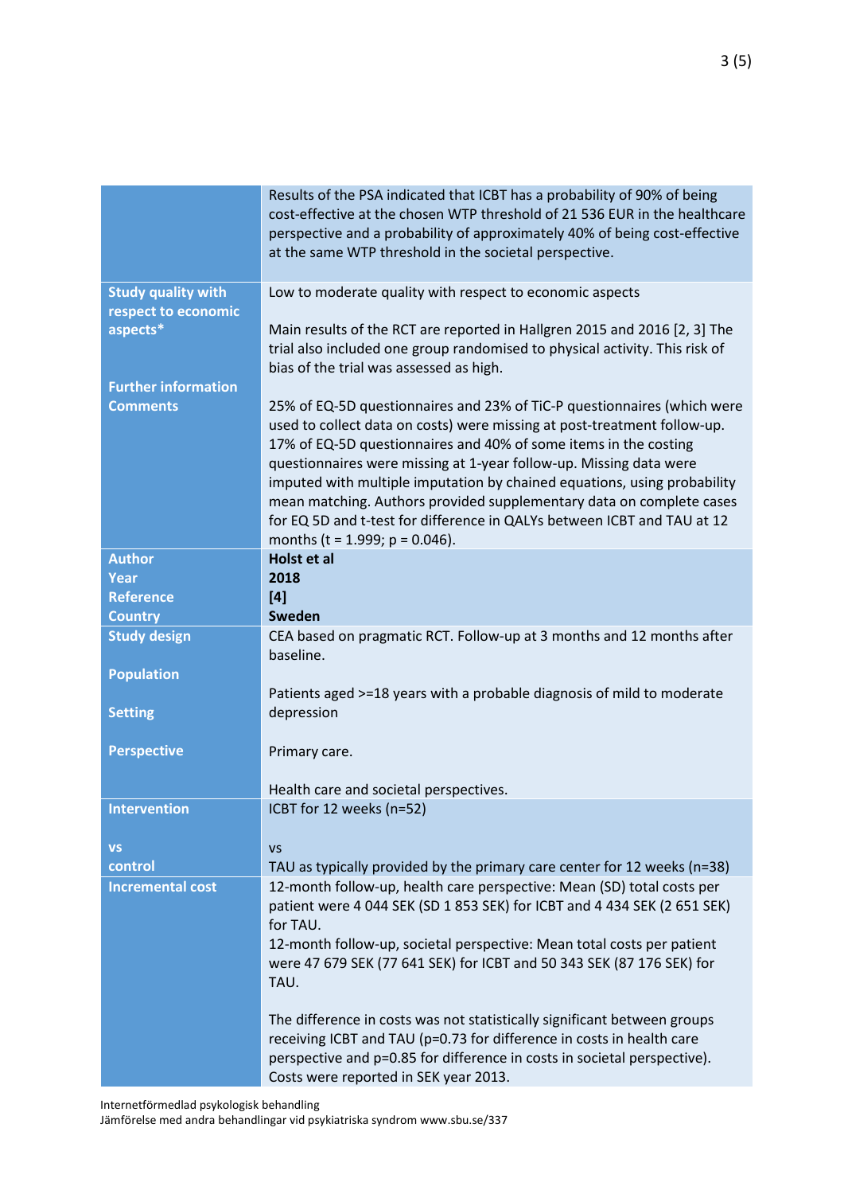| | |
|---|---|
| | Results of the PSA indicated that ICBT has a probability of 90% of being cost-effective at the chosen WTP threshold of 21 536 EUR in the healthcare perspective and a probability of approximately 40% of being cost-effective at the same WTP threshold in the societal perspective. |
| **Study quality with respect to economic aspects*** <br><br> **Further information Comments** | Low to moderate quality with respect to economic aspects <br><br> Main results of the RCT are reported in Hallgren 2015 and 2016 [2, 3] The trial also included one group randomised to physical activity. This risk of bias of the trial was assessed as high. <br><br> 25% of EQ-5D questionnaires and 23% of TiC-P questionnaires (which were used to collect data on costs) were missing at post-treatment follow-up. 17% of EQ-5D questionnaires and 40% of some items in the costing questionnaires were missing at 1-year follow-up. Missing data were imputed with multiple imputation by chained equations, using probability mean matching. Authors provided supplementary data on complete cases for EQ 5D and t-test for difference in QALYs between ICBT and TAU at 12 months ($t = 1.999$; $p = 0.046$). |
| **Author** <br> **Year** <br> **Reference** <br> **Country** | **Holst et al** <br> **2018** <br> **[4]** <br> **Sweden** |
| **Study design** <br><br> **Population** <br><br> **Setting** <br><br> **Perspective** | CEA based on pragmatic RCT. Follow-up at 3 months and 12 months after baseline. <br><br> Patients aged >=18 years with a probable diagnosis of mild to moderate depression <br><br> Primary care. <br><br> Health care and societal perspectives. |
| **Intervention** <br><br> **vs** <br> **control** | ICBT for 12 weeks (n=52) <br><br> vs <br> TAU as typically provided by the primary care center for 12 weeks (n=38) |
| **Incremental cost** | 12-month follow-up, health care perspective: Mean (SD) total costs per patient were 4 044 SEK (SD 1 853 SEK) for ICBT and 4 434 SEK (2 651 SEK) for TAU. <br> 12-month follow-up, societal perspective: Mean total costs per patient were 47 679 SEK (77 641 SEK) for ICBT and 50 343 SEK (87 176 SEK) for TAU. <br><br> The difference in costs was not statistically significant between groups receiving ICBT and TAU (p=0.73 for difference in costs in health care perspective and p=0.85 for difference in costs in societal perspective). Costs were reported in SEK year 2013. |

Internetförmedlad psykologisk behandling
Jämförelse med andra behandlingar vid psykiatriska syndrom www.sbu.se/337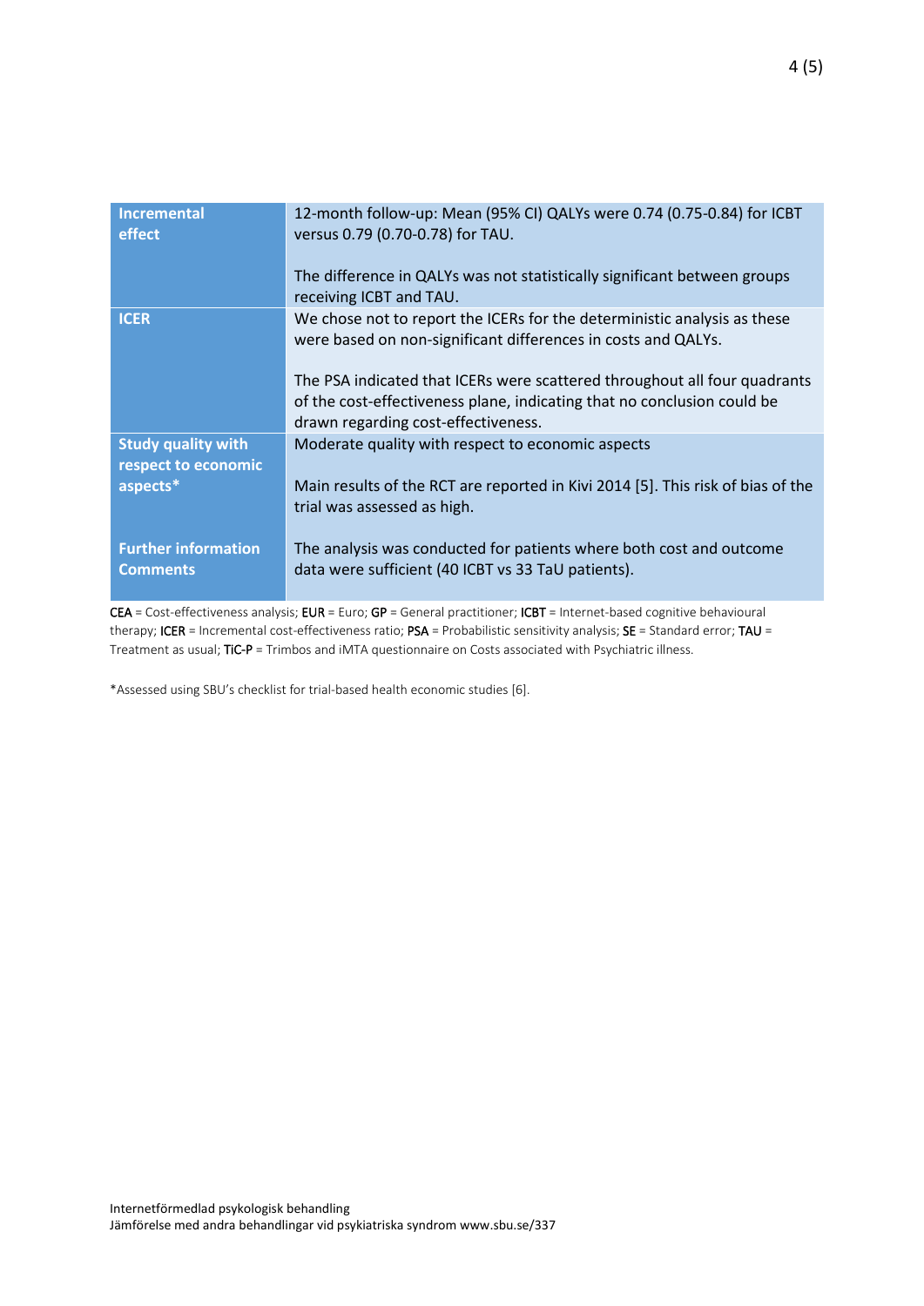| | |
|---|---|
| **Incremental effect** | 12-month follow-up: Mean (95% CI) QALYs were 0.74 (0.75-0.84) for ICBT versus 0.79 (0.70-0.78) for TAU.<br><br>The difference in QALYs was not statistically significant between groups receiving ICBT and TAU. |
| **ICER** | We chose not to report the ICERs for the deterministic analysis as these were based on non-significant differences in costs and QALYs.<br><br>The PSA indicated that ICERs were scattered throughout all four quadrants of the cost-effectiveness plane, indicating that no conclusion could be drawn regarding cost-effectiveness. |
| **Study quality with respect to economic aspects*** | Moderate quality with respect to economic aspects<br><br>Main results of the RCT are reported in Kivi 2014 [5]. This risk of bias of the trial was assessed as high. |
| **Further information Comments** | The analysis was conducted for patients where both cost and outcome data were sufficient (40 ICBT vs 33 TaU patients). |

**CEA** = Cost-effectiveness analysis; **EUR** = Euro; **GP** = General practitioner; **ICBT** = Internet-based cognitive behavioural therapy; **ICER** = Incremental cost-effectiveness ratio; **PSA** = Probabilistic sensitivity analysis; **SE** = Standard error; **TAU** = Treatment as usual; **TiC-P** = Trimbos and iMTA questionnaire on Costs associated with Psychiatric illness.

*Assessed using SBU's checklist for trial-based health economic studies [6].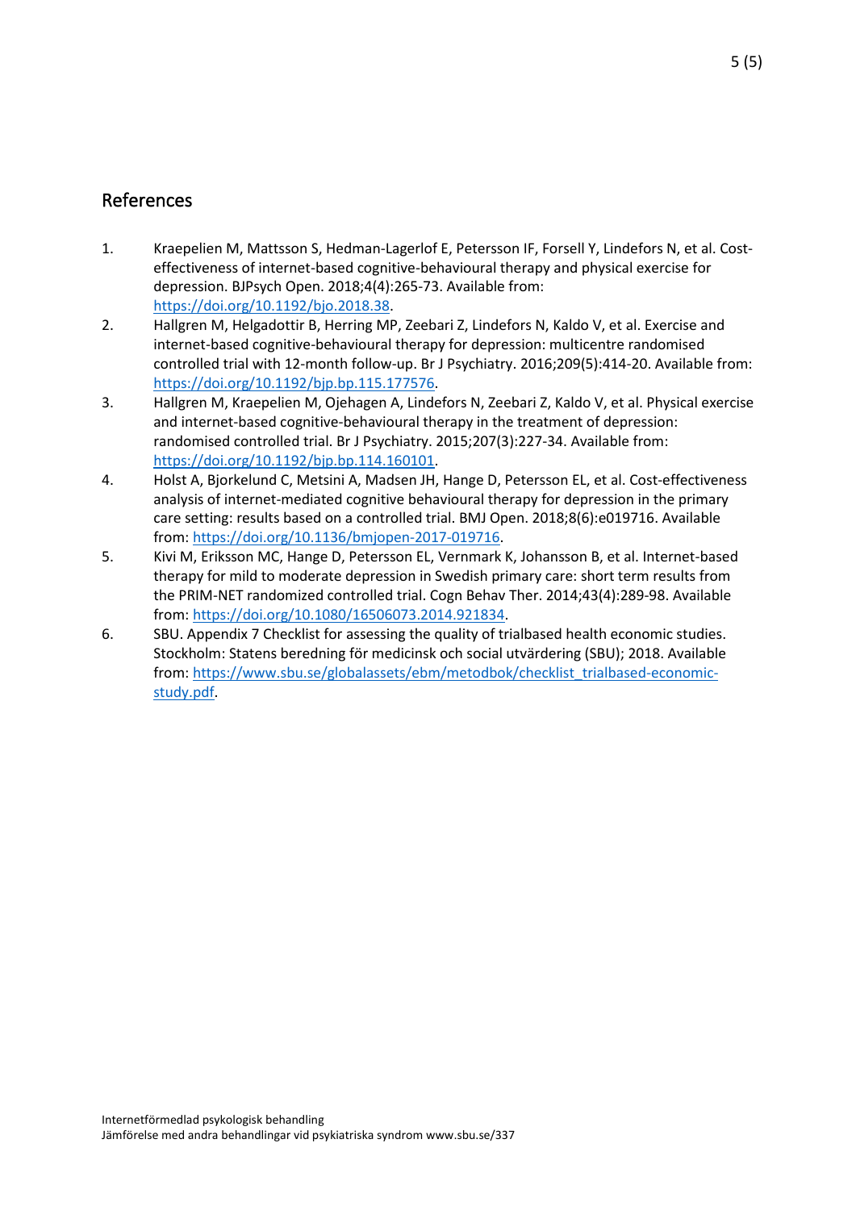## References

1. Kraepelien M, Mattsson S, Hedman-Lagerlof E, Petersson IF, Forsell Y, Lindefors N, et al. Cost-effectiveness of internet-based cognitive-behavioural therapy and physical exercise for depression. BJPsych Open. 2018;4(4):265-73. Available from: https://doi.org/10.1192/bjo.2018.38.
2. Hallgren M, Helgadottir B, Herring MP, Zeebari Z, Lindefors N, Kaldo V, et al. Exercise and internet-based cognitive-behavioural therapy for depression: multicentre randomised controlled trial with 12-month follow-up. Br J Psychiatry. 2016;209(5):414-20. Available from: https://doi.org/10.1192/bjp.bp.115.177576.
3. Hallgren M, Kraepelien M, Ojehagen A, Lindefors N, Zeebari Z, Kaldo V, et al. Physical exercise and internet-based cognitive-behavioural therapy in the treatment of depression: randomised controlled trial. Br J Psychiatry. 2015;207(3):227-34. Available from: https://doi.org/10.1192/bjp.bp.114.160101.
4. Holst A, Bjorkelund C, Metsini A, Madsen JH, Hange D, Petersson EL, et al. Cost-effectiveness analysis of internet-mediated cognitive behavioural therapy for depression in the primary care setting: results based on a controlled trial. BMJ Open. 2018;8(6):e019716. Available from: https://doi.org/10.1136/bmjopen-2017-019716.
5. Kivi M, Eriksson MC, Hange D, Petersson EL, Vernmark K, Johansson B, et al. Internet-based therapy for mild to moderate depression in Swedish primary care: short term results from the PRIM-NET randomized controlled trial. Cogn Behav Ther. 2014;43(4):289-98. Available from: https://doi.org/10.1080/16506073.2014.921834.
6. SBU. Appendix 7 Checklist for assessing the quality of trialbased health economic studies. Stockholm: Statens beredning för medicinsk och social utvärdering (SBU); 2018. Available from: https://www.sbu.se/globalassets/ebm/metodbok/checklist_trialbased-economic-study.pdf.